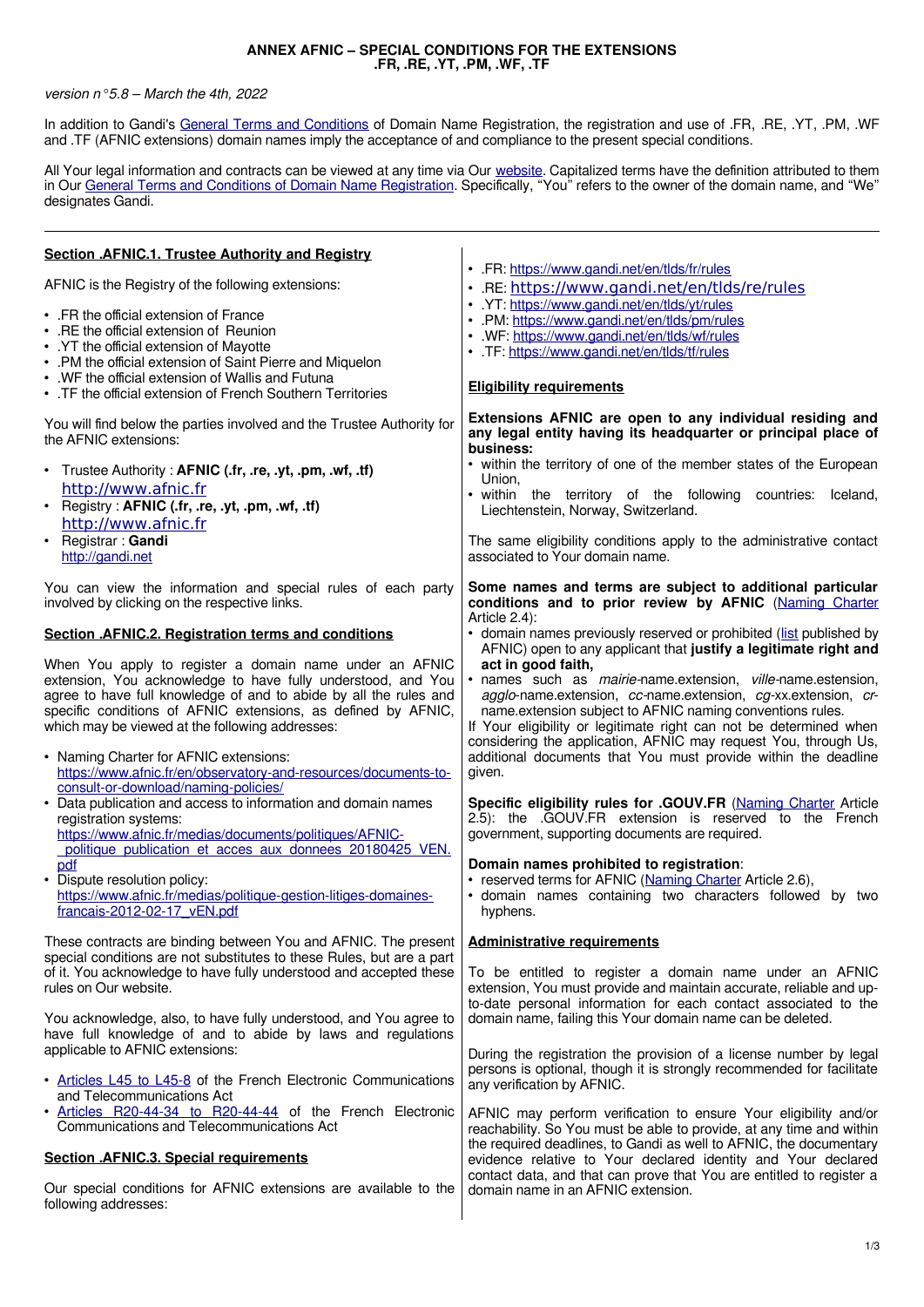**ANNEX AFNIC – SPECIAL CONDITIONS FOR THE EXTENSIONS .FR, .RE, .YT, .PM, .WF, .TF**

*version n°5.8 – March the 4th, 2022*

In addition to Gandi's General Terms and Conditions of Domain Name Registration, the registration and use of .FR, .RE, .YT, .PM, .WF and .TF (AFNIC extensions) domain names imply the acceptance of and compliance to the present special conditions.

All Your legal information and contracts can be viewed at any time via Our website. Capitalized terms have the definition attributed to them in Our General Terms and Conditions of Domain Name Registration. Specifically, "You" refers to the owner of the domain name, and "We" designates Gandi.

---

## Section .AFNIC.1. Trustee Authority and Registry

AFNIC is the Registry of the following extensions:

- .FR the official extension of France
- .RE the official extension of Reunion
- .YT the official extension of Mayotte
- .PM the official extension of Saint Pierre and Miquelon
- .WF the official extension of Wallis and Futuna
- .TF the official extension of French Southern Territories

You will find below the parties involved and the Trustee Authority for the AFNIC extensions:

- Trustee Authority : **AFNIC (.fr, .re, .yt, .pm, .wf, .tf)** http://www.afnic.fr
- Registry : **AFNIC (.fr, .re, .yt, .pm, .wf, .tf)** http://www.afnic.fr
- Registrar : **Gandi** http://gandi.net

You can view the information and special rules of each party involved by clicking on the respective links.

## Section .AFNIC.2. Registration terms and conditions

When You apply to register a domain name under an AFNIC extension, You acknowledge to have fully understood, and You agree to have full knowledge of and to abide by all the rules and specific conditions of AFNIC extensions, as defined by AFNIC, which may be viewed at the following addresses:

- Naming Charter for AFNIC extensions: https://www.afnic.fr/en/observatory-and-resources/documents-to-consult-or-download/naming-policies/
- Data publication and access to information and domain names registration systems: https://www.afnic.fr/medias/documents/politiques/AFNIC-_politique_publication_et_acces_aux_donnees_20180425_VEN.pdf
- Dispute resolution policy: https://www.afnic.fr/medias/politique-gestion-litiges-domaines-francais-2012-02-17_vEN.pdf

These contracts are binding between You and AFNIC. The present special conditions are not substitutes to these Rules, but are a part of it. You acknowledge to have fully understood and accepted these rules on Our website.

You acknowledge, also, to have fully understood, and You agree to have full knowledge of and to abide by laws and regulations applicable to AFNIC extensions:

- Articles L45 to L45-8 of the French Electronic Communications and Telecommunications Act
- Articles R20-44-34 to R20-44-44 of the French Electronic Communications and Telecommunications Act

## Section .AFNIC.3. Special requirements

Our special conditions for AFNIC extensions are available to the following addresses:

- .FR: https://www.gandi.net/en/tlds/fr/rules
- .RE: https://www.gandi.net/en/tlds/re/rules
- .YT: https://www.gandi.net/en/tlds/yt/rules
- .PM: https://www.gandi.net/en/tlds/pm/rules
- .WF: https://www.gandi.net/en/tlds/wf/rules
- .TF: https://www.gandi.net/en/tlds/tf/rules

### Eligibility requirements

**Extensions AFNIC are open to any individual residing and any legal entity having its headquarter or principal place of business:**

- within the territory of one of the member states of the European Union,
- within the territory of the following countries: Iceland, Liechtenstein, Norway, Switzerland.

The same eligibility conditions apply to the administrative contact associated to Your domain name.

**Some names and terms are subject to additional particular conditions and to prior review by AFNIC** (Naming Charter Article 2.4):

- domain names previously reserved or prohibited (list published by AFNIC) open to any applicant that **justify a legitimate right and act in good faith,**
- names such as *mairie*-name.extension, *ville*-name.estension, *agglo*-name.extension, *cc*-name.extension, *cg*-xx.extension, *cr*-name.extension subject to AFNIC naming conventions rules.

If Your eligibility or legitimate right can not be determined when considering the application, AFNIC may request You, through Us, additional documents that You must provide within the deadline given.

**Specific eligibility rules for .GOUV.FR** (Naming Charter Article 2.5): the .GOUV.FR extension is reserved to the French government, supporting documents are required.

**Domain names prohibited to registration**:

- reserved terms for AFNIC (Naming Charter Article 2.6),
- domain names containing two characters followed by two hyphens.

### Administrative requirements

To be entitled to register a domain name under an AFNIC extension, You must provide and maintain accurate, reliable and up-to-date personal information for each contact associated to the domain name, failing this Your domain name can be deleted.

During the registration the provision of a license number by legal persons is optional, though it is strongly recommended for facilitate any verification by AFNIC.

AFNIC may perform verification to ensure Your eligibility and/or reachability. So You must be able to provide, at any time and within the required deadlines, to Gandi as well to AFNIC, the documentary evidence relative to Your declared identity and Your declared contact data, and that can prove that You are entitled to register a domain name in an AFNIC extension.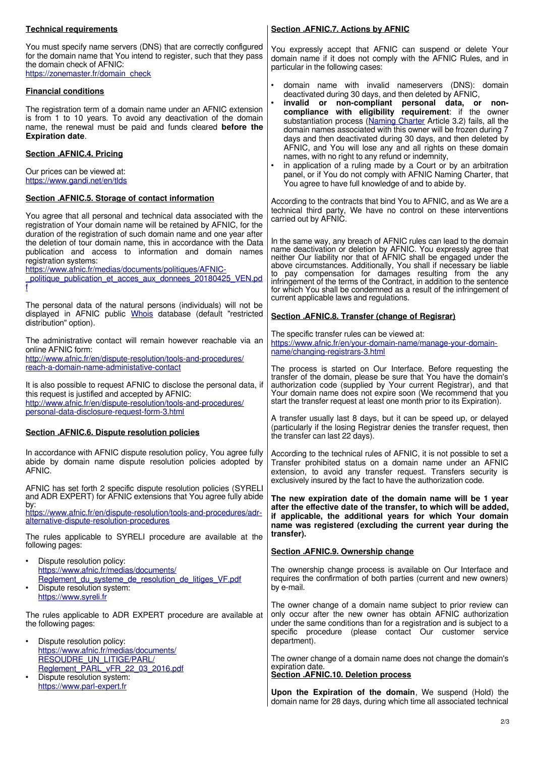**Technical requirements**

You must specify name servers (DNS) that are correctly configured for the domain name that You intend to register, such that they pass the domain check of AFNIC:
https://zonemaster.fr/domain_check

**Financial conditions**

The registration term of a domain name under an AFNIC extension is from 1 to 10 years. To avoid any deactivation of the domain name, the renewal must be paid and funds cleared **before the Expiration date**.

## Section .AFNIC.4. Pricing

Our prices can be viewed at:
https://www.gandi.net/en/tlds

## Section .AFNIC.5. Storage of contact information

You agree that all personal and technical data associated with the registration of Your domain name will be retained by AFNIC, for the duration of the registration of such domain name and one year after the deletion of tour domain name, this in accordance with the Data publication and access to information and domain names registration systems:
https://www.afnic.fr/medias/documents/politiques/AFNIC-_politique_publication_et_acces_aux_donnees_20180425_VEN.pdf

The personal data of the natural persons (individuals) will not be displayed in AFNIC public Whois database (default "restricted distribution" option).

The administrative contact will remain however reachable via an online AFNIC form:
http://www.afnic.fr/en/dispute-resolution/tools-and-procedures/reach-a-domain-name-administative-contact

It is also possible to request AFNIC to disclose the personal data, if this request is justified and accepted by AFNIC:
http://www.afnic.fr/en/dispute-resolution/tools-and-procedures/personal-data-disclosure-request-form-3.html

## Section .AFNIC.6. Dispute resolution policies

In accordance with AFNIC dispute resolution policy, You agree fully abide by domain name dispute resolution policies adopted by AFNIC.

AFNIC has set forth 2 specific dispute resolution policies (SYRELI and ADR EXPERT) for AFNIC extensions that You agree fully abide by:
https://www.afnic.fr/en/dispute-resolution/tools-and-procedures/adr-alternative-dispute-resolution-procedures

The rules applicable to SYRELI procedure are available at the following pages:

- Dispute resolution policy:
  https://www.afnic.fr/medias/documents/Reglement_du_systeme_de_resolution_de_litiges_VF.pdf
- Dispute resolution system:
  https://www.syreli.fr

The rules applicable to ADR EXPERT procedure are available at the following pages:

- Dispute resolution policy:
  https://www.afnic.fr/medias/documents/RESOUDRE_UN_LITIGE/PARL/Reglement_PARL_vFR_22_03_2016.pdf
- Dispute resolution system:
  https://www.parl-expert.fr

## Section .AFNIC.7. Actions by AFNIC

You expressly accept that AFNIC can suspend or delete Your domain name if it does not comply with the AFNIC Rules, and in particular in the following cases:

- domain name with invalid nameservers (DNS): domain deactivated during 30 days, and then deleted by AFNIC,
- **invalid or non-compliant personal data, or non-compliance with eligibility requirement**: if the owner substantiation process (Naming Charter Article 3.2) fails, all the domain names associated with this owner will be frozen during 7 days and then deactivated during 30 days, and then deleted by AFNIC, and You will lose any and all rights on these domain names, with no right to any refund or indemnity,
- in application of a ruling made by a Court or by an arbitration panel, or if You do not comply with AFNIC Naming Charter, that You agree to have full knowledge of and to abide by.

According to the contracts that bind You to AFNIC, and as We are a technical third party, We have no control on these interventions carried out by AFNIC.

In the same way, any breach of AFNIC rules can lead to the domain name deactivation or deletion by AFNIC. You expressly agree that neither Our liability nor that of AFNIC shall be engaged under the above circumstances. Additionally, You shall if necessary be liable to pay compensation for damages resulting from the any infringement of the terms of the Contract, in addition to the sentence for which You shall be condemned as a result of the infringement of current applicable laws and regulations.

## Section .AFNIC.8. Transfer (change of Regisrar)

The specific transfer rules can be viewed at:
https://www.afnic.fr/en/your-domain-name/manage-your-domain-name/changing-registrars-3.html

The process is started on Our Interface. Before requesting the transfer of the domain, please be sure that You have the domain's authorization code (supplied by Your current Registrar), and that Your domain name does not expire soon (We recommend that you start the transfer request at least one month prior to its Expiration).

A transfer usually last 8 days, but it can be speed up, or delayed (particularly if the losing Registrar denies the transfer request, then the transfer can last 22 days).

According to the technical rules of AFNIC, it is not possible to set a Transfer prohibited status on a domain name under an AFNIC extension, to avoid any transfer request. Transfers security is exclusively insured by the fact to have the authorization code.

**The new expiration date of the domain name will be 1 year after the effective date of the transfer, to which will be added, if applicable, the additional years for which Your domain name was registered (excluding the current year during the transfer).**

## Section .AFNIC.9. Ownership change

The ownership change process is available on Our Interface and requires the confirmation of both parties (current and new owners) by e-mail.

The owner change of a domain name subject to prior review can only occur after the new owner has obtain AFNIC authorization under the same conditions than for a registration and is subject to a specific procedure (please contact Our customer service department).

The owner change of a domain name does not change the domain's expiration date.

## Section .AFNIC.10. Deletion process

**Upon the Expiration of the domain**, We suspend (Hold) the domain name for 28 days, during which time all associated technical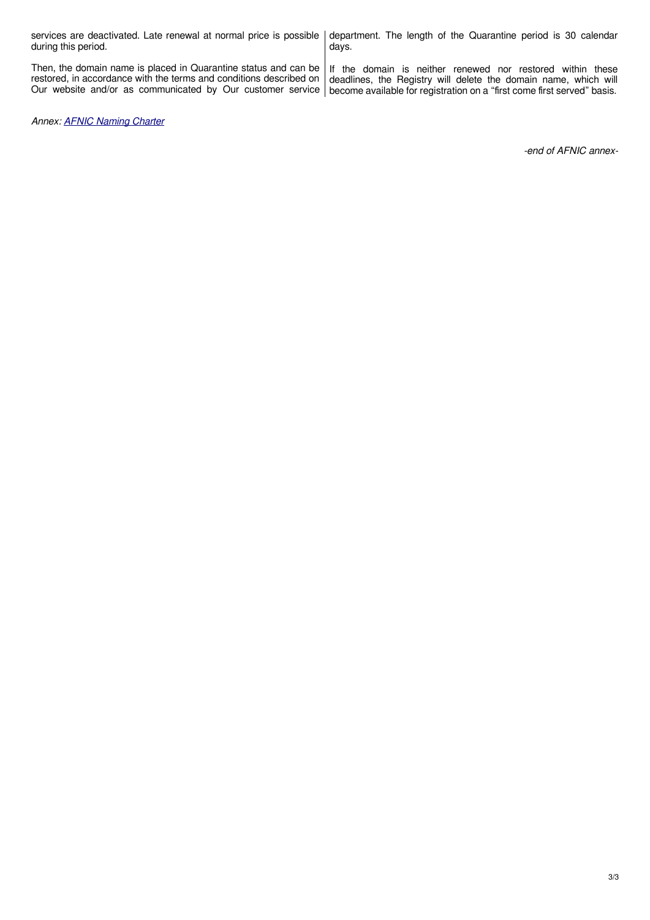services are deactivated. Late renewal at normal price is possible during this period.

Then, the domain name is placed in Quarantine status and can be restored, in accordance with the terms and conditions described on Our website and/or as communicated by Our customer service department. The length of the Quarantine period is 30 calendar days.

If the domain is neither renewed nor restored within these deadlines, the Registry will delete the domain name, which will become available for registration on a "first come first served" basis.

*Annex: AFNIC Naming Charter*

*-end of AFNIC annex-*